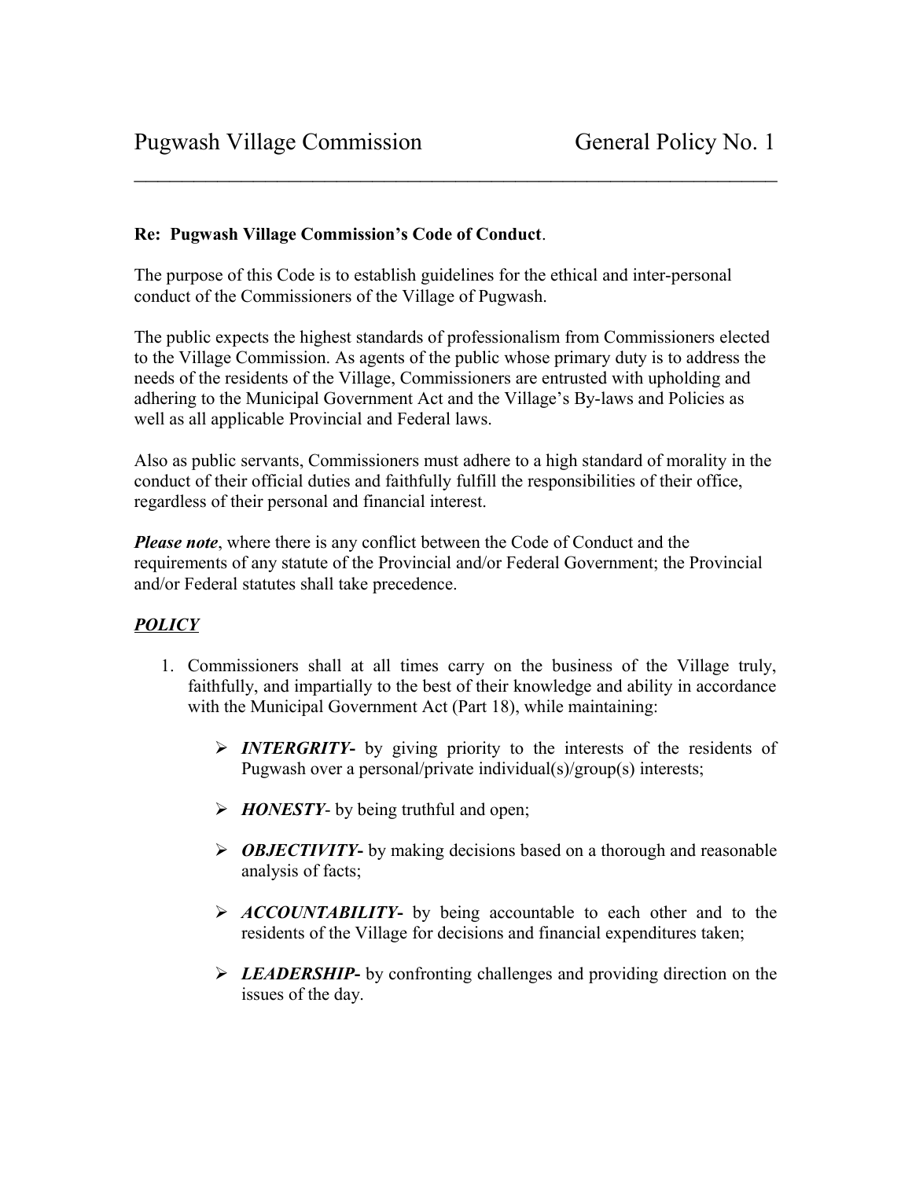Pugwash Village Commission General Policy No. 1

---

**Re: Pugwash Village Commission's Code of Conduct**.

The purpose of this Code is to establish guidelines for the ethical and inter-personal conduct of the Commissioners of the Village of Pugwash.

The public expects the highest standards of professionalism from Commissioners elected to the Village Commission. As agents of the public whose primary duty is to address the needs of the residents of the Village, Commissioners are entrusted with upholding and adhering to the Municipal Government Act and the Village's By-laws and Policies as well as all applicable Provincial and Federal laws.

Also as public servants, Commissioners must adhere to a high standard of morality in the conduct of their official duties and faithfully fulfill the responsibilities of their office, regardless of their personal and financial interest.

***Please note***, where there is any conflict between the Code of Conduct and the requirements of any statute of the Provincial and/or Federal Government; the Provincial and/or Federal statutes shall take precedence.

## ***POLICY***

1. Commissioners shall at all times carry on the business of the Village truly, faithfully, and impartially to the best of their knowledge and ability in accordance with the Municipal Government Act (Part 18), while maintaining:

   - ***INTERGRITY-*** by giving priority to the interests of the residents of Pugwash over a personal/private individual(s)/group(s) interests;
   - ***HONESTY***- by being truthful and open;
   - ***OBJECTIVITY-*** by making decisions based on a thorough and reasonable analysis of facts;
   - ***ACCOUNTABILITY-*** by being accountable to each other and to the residents of the Village for decisions and financial expenditures taken;
   - ***LEADERSHIP-*** by confronting challenges and providing direction on the issues of the day.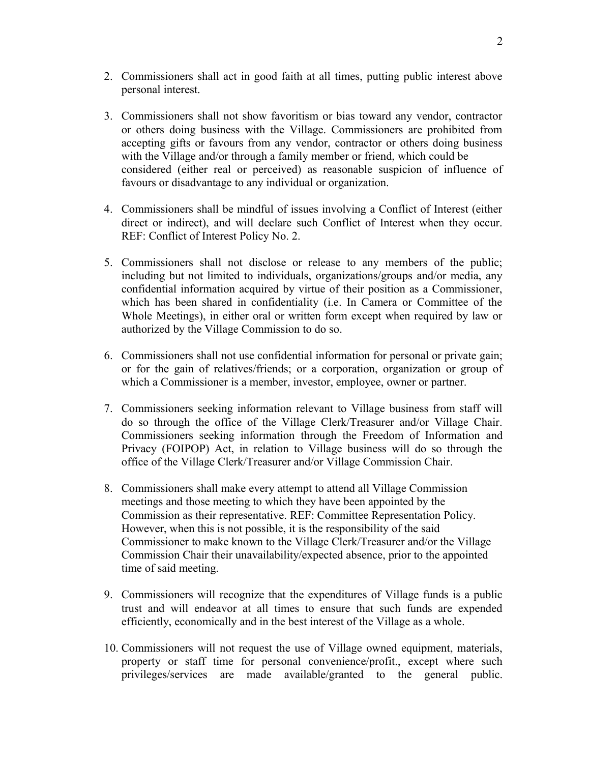2. Commissioners shall act in good faith at all times, putting public interest above personal interest.

3. Commissioners shall not show favoritism or bias toward any vendor, contractor or others doing business with the Village. Commissioners are prohibited from accepting gifts or favours from any vendor, contractor or others doing business with the Village and/or through a family member or friend, which could be considered (either real or perceived) as reasonable suspicion of influence of favours or disadvantage to any individual or organization.

4. Commissioners shall be mindful of issues involving a Conflict of Interest (either direct or indirect), and will declare such Conflict of Interest when they occur. REF: Conflict of Interest Policy No. 2.

5. Commissioners shall not disclose or release to any members of the public; including but not limited to individuals, organizations/groups and/or media, any confidential information acquired by virtue of their position as a Commissioner, which has been shared in confidentiality (i.e. In Camera or Committee of the Whole Meetings), in either oral or written form except when required by law or authorized by the Village Commission to do so.

6. Commissioners shall not use confidential information for personal or private gain; or for the gain of relatives/friends; or a corporation, organization or group of which a Commissioner is a member, investor, employee, owner or partner.

7. Commissioners seeking information relevant to Village business from staff will do so through the office of the Village Clerk/Treasurer and/or Village Chair. Commissioners seeking information through the Freedom of Information and Privacy (FOIPOP) Act, in relation to Village business will do so through the office of the Village Clerk/Treasurer and/or Village Commission Chair.

8. Commissioners shall make every attempt to attend all Village Commission meetings and those meeting to which they have been appointed by the Commission as their representative. REF: Committee Representation Policy. However, when this is not possible, it is the responsibility of the said Commissioner to make known to the Village Clerk/Treasurer and/or the Village Commission Chair their unavailability/expected absence, prior to the appointed time of said meeting.

9. Commissioners will recognize that the expenditures of Village funds is a public trust and will endeavor at all times to ensure that such funds are expended efficiently, economically and in the best interest of the Village as a whole.

10. Commissioners will not request the use of Village owned equipment, materials, property or staff time for personal convenience/profit., except where such privileges/services are made available/granted to the general public.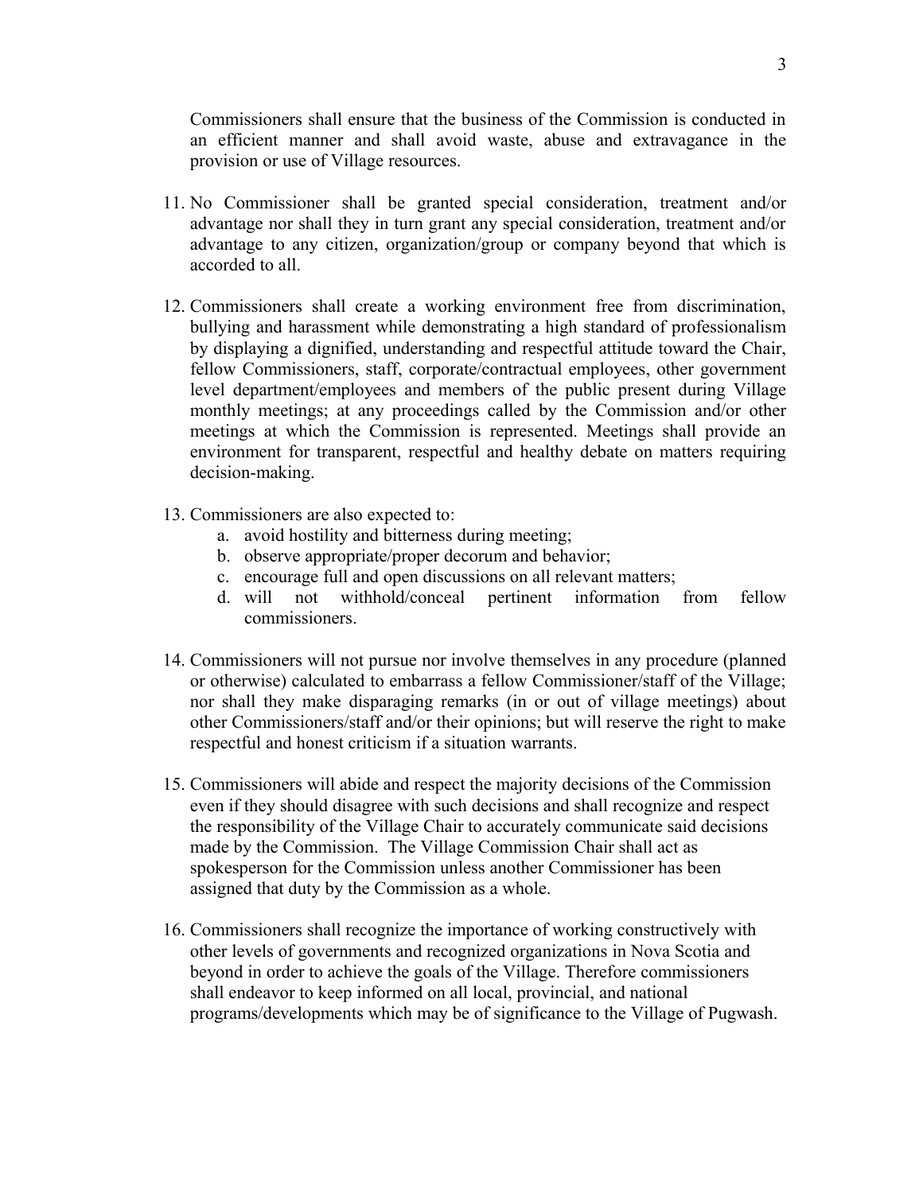Commissioners shall ensure that the business of the Commission is conducted in an efficient manner and shall avoid waste, abuse and extravagance in the provision or use of Village resources.

11. No Commissioner shall be granted special consideration, treatment and/or advantage nor shall they in turn grant any special consideration, treatment and/or advantage to any citizen, organization/group or company beyond that which is accorded to all.

12. Commissioners shall create a working environment free from discrimination, bullying and harassment while demonstrating a high standard of professionalism by displaying a dignified, understanding and respectful attitude toward the Chair, fellow Commissioners, staff, corporate/contractual employees, other government level department/employees and members of the public present during Village monthly meetings; at any proceedings called by the Commission and/or other meetings at which the Commission is represented. Meetings shall provide an environment for transparent, respectful and healthy debate on matters requiring decision-making.

13. Commissioners are also expected to:
    a. avoid hostility and bitterness during meeting;
    b. observe appropriate/proper decorum and behavior;
    c. encourage full and open discussions on all relevant matters;
    d. will not withhold/conceal pertinent information from fellow commissioners.

14. Commissioners will not pursue nor involve themselves in any procedure (planned or otherwise) calculated to embarrass a fellow Commissioner/staff of the Village; nor shall they make disparaging remarks (in or out of village meetings) about other Commissioners/staff and/or their opinions; but will reserve the right to make respectful and honest criticism if a situation warrants.

15. Commissioners will abide and respect the majority decisions of the Commission even if they should disagree with such decisions and shall recognize and respect the responsibility of the Village Chair to accurately communicate said decisions made by the Commission. The Village Commission Chair shall act as spokesperson for the Commission unless another Commissioner has been assigned that duty by the Commission as a whole.

16. Commissioners shall recognize the importance of working constructively with other levels of governments and recognized organizations in Nova Scotia and beyond in order to achieve the goals of the Village. Therefore commissioners shall endeavor to keep informed on all local, provincial, and national programs/developments which may be of significance to the Village of Pugwash.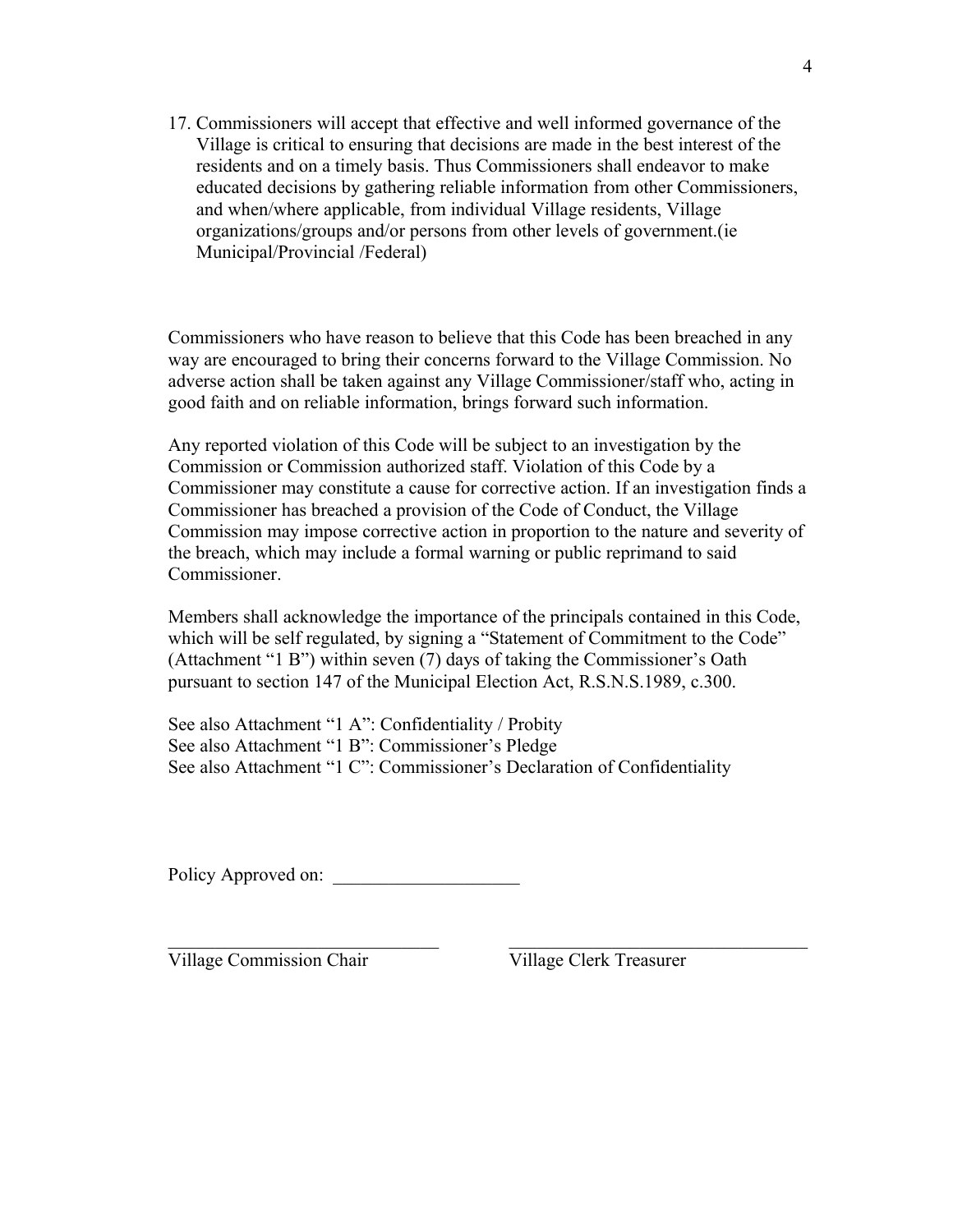17. Commissioners will accept that effective and well informed governance of the Village is critical to ensuring that decisions are made in the best interest of the residents and on a timely basis. Thus Commissioners shall endeavor to make educated decisions by gathering reliable information from other Commissioners, and when/where applicable, from individual Village residents, Village organizations/groups and/or persons from other levels of government.(ie Municipal/Provincial /Federal)

Commissioners who have reason to believe that this Code has been breached in any way are encouraged to bring their concerns forward to the Village Commission. No adverse action shall be taken against any Village Commissioner/staff who, acting in good faith and on reliable information, brings forward such information.

Any reported violation of this Code will be subject to an investigation by the Commission or Commission authorized staff. Violation of this Code by a Commissioner may constitute a cause for corrective action. If an investigation finds a Commissioner has breached a provision of the Code of Conduct, the Village Commission may impose corrective action in proportion to the nature and severity of the breach, which may include a formal warning or public reprimand to said Commissioner.

Members shall acknowledge the importance of the principals contained in this Code, which will be self regulated, by signing a "Statement of Commitment to the Code" (Attachment "1 B") within seven (7) days of taking the Commissioner's Oath pursuant to section 147 of the Municipal Election Act, R.S.N.S.1989, c.300.

See also Attachment "1 A": Confidentiality / Probity
See also Attachment "1 B": Commissioner's Pledge
See also Attachment "1 C": Commissioner's Declaration of Confidentiality

Policy Approved on: ____________________

______________________________ ______________________________
Village Commission Chair Village Clerk Treasurer